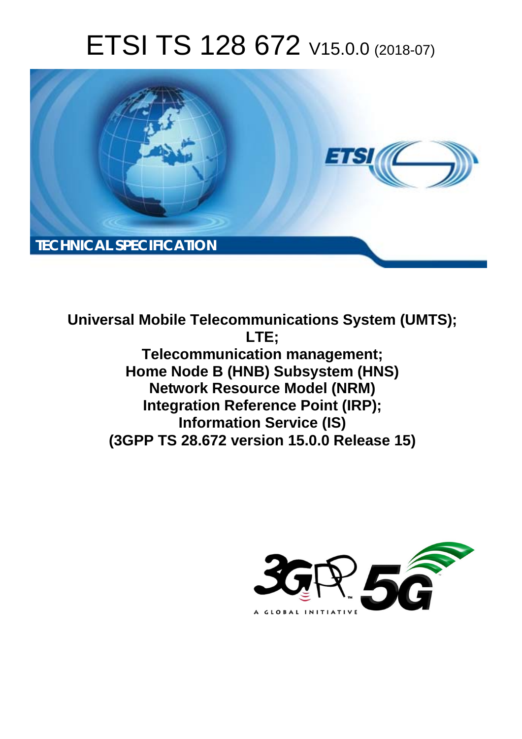# ETSI TS 128 672 V15.0.0 (2018-07)

TECHNICAL SPECIFICATION

**Universal Mobile Telecommunications System (UMTS);**
**LTE;**
**Telecommunication management;**
**Home Node B (HNB) Subsystem (HNS)**
**Network Resource Model (NRM)**
**Integration Reference Point (IRP);**
**Information Service (IS)**
**(3GPP TS 28.672 version 15.0.0 Release 15)**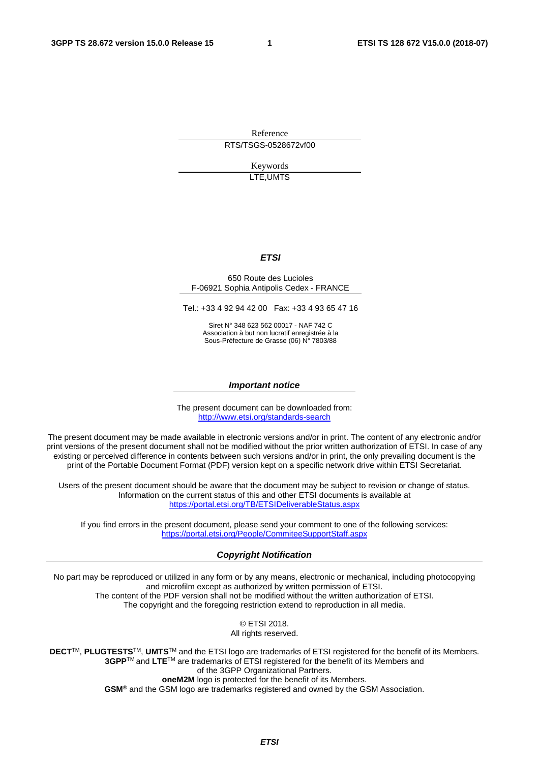Reference

RTS/TSGS-0528672vf00

Keywords

LTE,UMTS

***ETSI***

650 Route des Lucioles
F-06921 Sophia Antipolis Cedex - FRANCE

Tel.: +33 4 92 94 42 00   Fax: +33 4 93 65 47 16

Siret N° 348 623 562 00017 - NAF 742 C
Association à but non lucratif enregistrée à la
Sous-Préfecture de Grasse (06) N° 7803/88

***Important notice***

The present document can be downloaded from:
http://www.etsi.org/standards-search

The present document may be made available in electronic versions and/or in print. The content of any electronic and/or print versions of the present document shall not be modified without the prior written authorization of ETSI. In case of any existing or perceived difference in contents between such versions and/or in print, the only prevailing document is the print of the Portable Document Format (PDF) version kept on a specific network drive within ETSI Secretariat.

Users of the present document should be aware that the document may be subject to revision or change of status. Information on the current status of this and other ETSI documents is available at
https://portal.etsi.org/TB/ETSIDeliverableStatus.aspx

If you find errors in the present document, please send your comment to one of the following services:
https://portal.etsi.org/People/CommiteeSupportStaff.aspx

***Copyright Notification***

No part may be reproduced or utilized in any form or by any means, electronic or mechanical, including photocopying and microfilm except as authorized by written permission of ETSI.
The content of the PDF version shall not be modified without the written authorization of ETSI.
The copyright and the foregoing restriction extend to reproduction in all media.

© ETSI 2018.
All rights reserved.

**DECT**™, **PLUGTESTS**™, **UMTS**™ and the ETSI logo are trademarks of ETSI registered for the benefit of its Members.
**3GPP**™ and **LTE**™ are trademarks of ETSI registered for the benefit of its Members and of the 3GPP Organizational Partners.
**oneM2M** logo is protected for the benefit of its Members.
**GSM**® and the GSM logo are trademarks registered and owned by the GSM Association.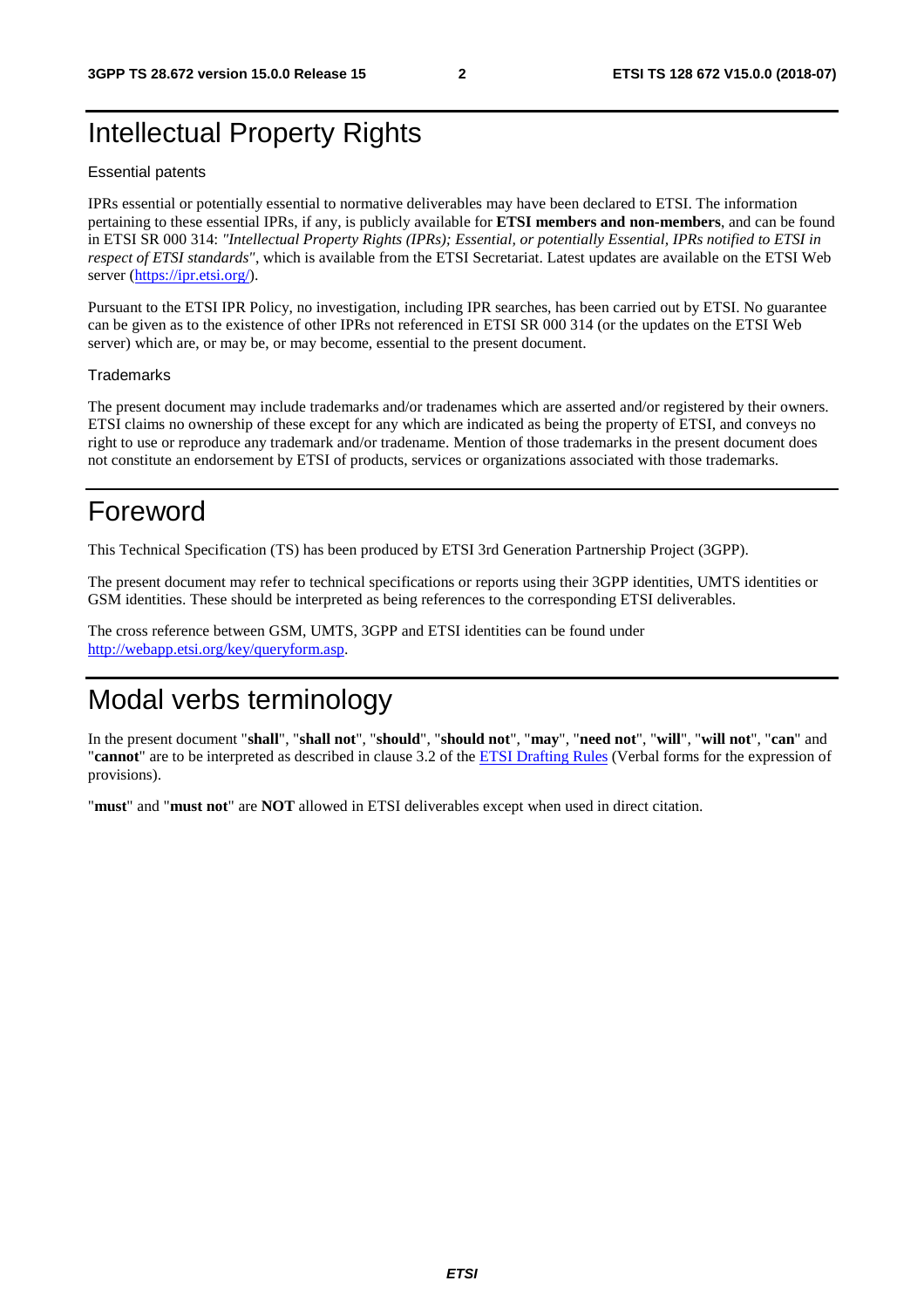# Intellectual Property Rights

Essential patents

IPRs essential or potentially essential to normative deliverables may have been declared to ETSI. The information pertaining to these essential IPRs, if any, is publicly available for **ETSI members and non-members**, and can be found in ETSI SR 000 314: *"Intellectual Property Rights (IPRs); Essential, or potentially Essential, IPRs notified to ETSI in respect of ETSI standards"*, which is available from the ETSI Secretariat. Latest updates are available on the ETSI Web server (https://ipr.etsi.org/).

Pursuant to the ETSI IPR Policy, no investigation, including IPR searches, has been carried out by ETSI. No guarantee can be given as to the existence of other IPRs not referenced in ETSI SR 000 314 (or the updates on the ETSI Web server) which are, or may be, or may become, essential to the present document.

Trademarks

The present document may include trademarks and/or tradenames which are asserted and/or registered by their owners. ETSI claims no ownership of these except for any which are indicated as being the property of ETSI, and conveys no right to use or reproduce any trademark and/or tradename. Mention of those trademarks in the present document does not constitute an endorsement by ETSI of products, services or organizations associated with those trademarks.

# Foreword

This Technical Specification (TS) has been produced by ETSI 3rd Generation Partnership Project (3GPP).

The present document may refer to technical specifications or reports using their 3GPP identities, UMTS identities or GSM identities. These should be interpreted as being references to the corresponding ETSI deliverables.

The cross reference between GSM, UMTS, 3GPP and ETSI identities can be found under http://webapp.etsi.org/key/queryform.asp.

# Modal verbs terminology

In the present document "**shall**", "**shall not**", "**should**", "**should not**", "**may**", "**need not**", "**will**", "**will not**", "**can**" and "**cannot**" are to be interpreted as described in clause 3.2 of the ETSI Drafting Rules (Verbal forms for the expression of provisions).

"**must**" and "**must not**" are **NOT** allowed in ETSI deliverables except when used in direct citation.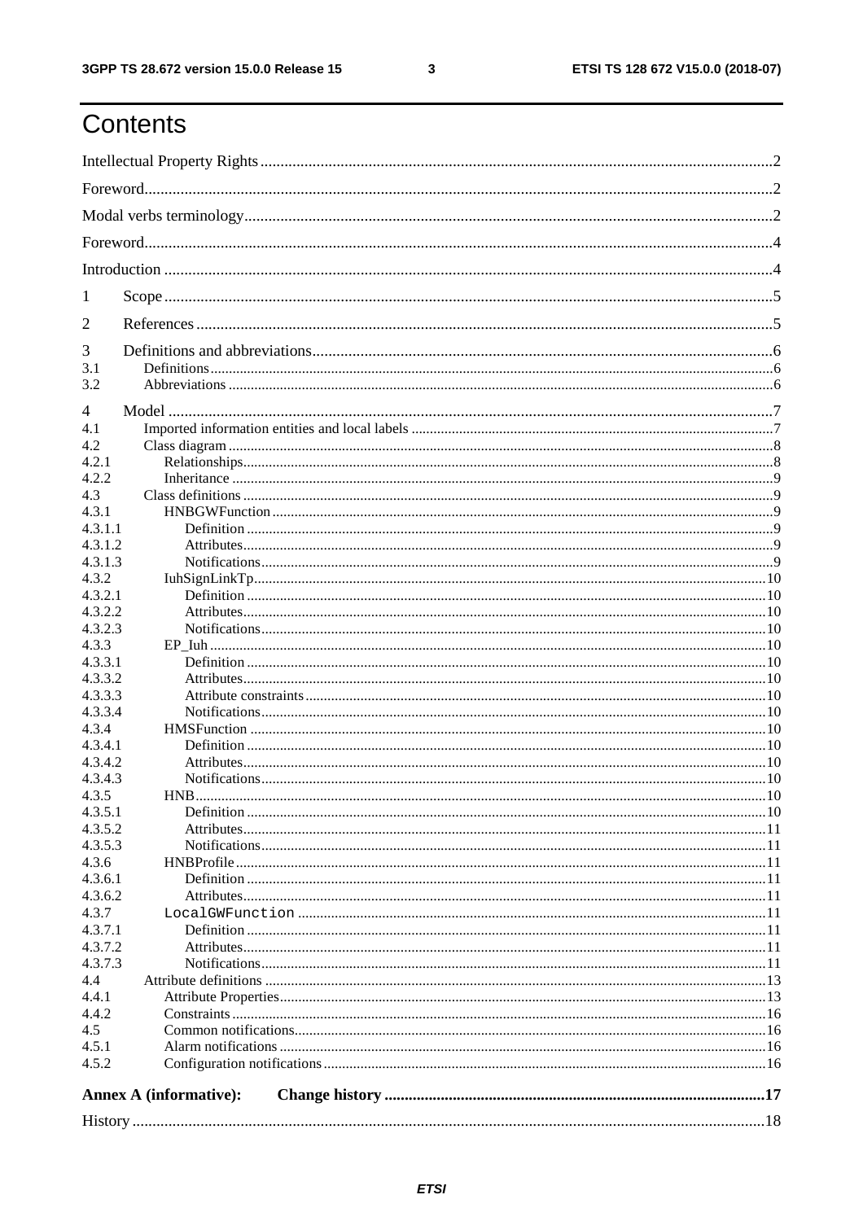# Contents

Intellectual Property Rights ..... 2
Foreword ..... 2
Modal verbs terminology ..... 2
Foreword ..... 4
Introduction ..... 4
1 Scope ..... 5
2 References ..... 5
3 Definitions and abbreviations ..... 6
3.1 Definitions ..... 6
3.2 Abbreviations ..... 6
4 Model ..... 7
4.1 Imported information entities and local labels ..... 7
4.2 Class diagram ..... 8
4.2.1 Relationships ..... 8
4.2.2 Inheritance ..... 9
4.3 Class definitions ..... 9
4.3.1 HNBGWFunction ..... 9
4.3.1.1 Definition ..... 9
4.3.1.2 Attributes ..... 9
4.3.1.3 Notifications ..... 9
4.3.2 IuhSignLinkTp ..... 10
4.3.2.1 Definition ..... 10
4.3.2.2 Attributes ..... 10
4.3.2.3 Notifications ..... 10
4.3.3 EP_Iuh ..... 10
4.3.3.1 Definition ..... 10
4.3.3.2 Attributes ..... 10
4.3.3.3 Attribute constraints ..... 10
4.3.3.4 Notifications ..... 10
4.3.4 HMSFunction ..... 10
4.3.4.1 Definition ..... 10
4.3.4.2 Attributes ..... 10
4.3.4.3 Notifications ..... 10
4.3.5 HNB ..... 10
4.3.5.1 Definition ..... 10
4.3.5.2 Attributes ..... 11
4.3.5.3 Notifications ..... 11
4.3.6 HNBProfile ..... 11
4.3.6.1 Definition ..... 11
4.3.6.2 Attributes ..... 11
4.3.7 LocalGWFunction ..... 11
4.3.7.1 Definition ..... 11
4.3.7.2 Attributes ..... 11
4.3.7.3 Notifications ..... 11
4.4 Attribute definitions ..... 13
4.4.1 Attribute Properties ..... 13
4.4.2 Constraints ..... 16
4.5 Common notifications ..... 16
4.5.1 Alarm notifications ..... 16
4.5.2 Configuration notifications ..... 16
**Annex A (informative): Change history ..... 17**
History ..... 18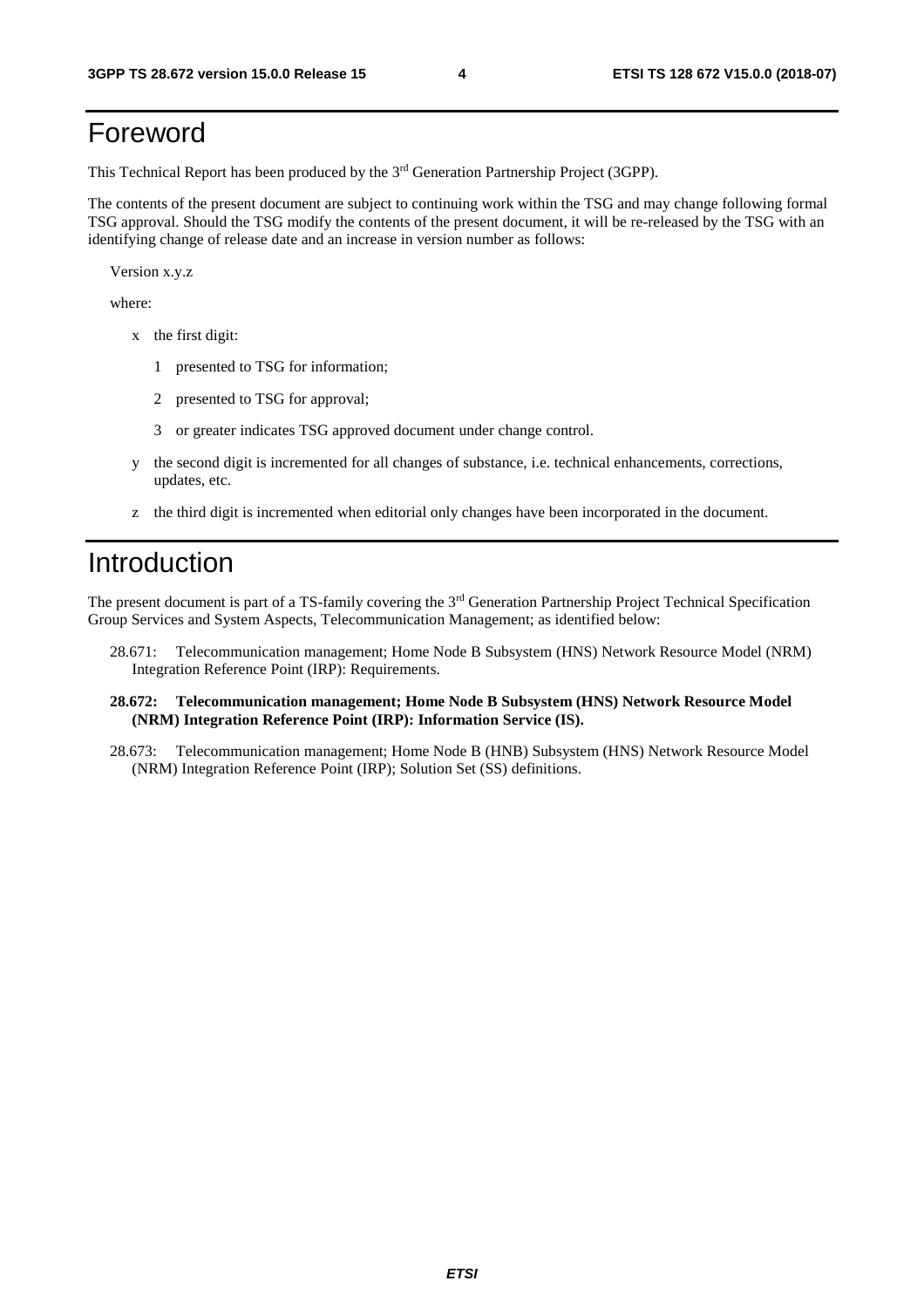# Foreword

This Technical Report has been produced by the 3rd Generation Partnership Project (3GPP).

The contents of the present document are subject to continuing work within the TSG and may change following formal TSG approval. Should the TSG modify the contents of the present document, it will be re-released by the TSG with an identifying change of release date and an increase in version number as follows:

Version x.y.z

where:

- x the first digit:
  - 1 presented to TSG for information;
  - 2 presented to TSG for approval;
  - 3 or greater indicates TSG approved document under change control.
- y the second digit is incremented for all changes of substance, i.e. technical enhancements, corrections, updates, etc.
- z the third digit is incremented when editorial only changes have been incorporated in the document.

# Introduction

The present document is part of a TS-family covering the 3rd Generation Partnership Project Technical Specification Group Services and System Aspects, Telecommunication Management; as identified below:

28.671: Telecommunication management; Home Node B Subsystem (HNS) Network Resource Model (NRM) Integration Reference Point (IRP): Requirements.

**28.672: Telecommunication management; Home Node B Subsystem (HNS) Network Resource Model (NRM) Integration Reference Point (IRP): Information Service (IS).**

28.673: Telecommunication management; Home Node B (HNB) Subsystem (HNS) Network Resource Model (NRM) Integration Reference Point (IRP); Solution Set (SS) definitions.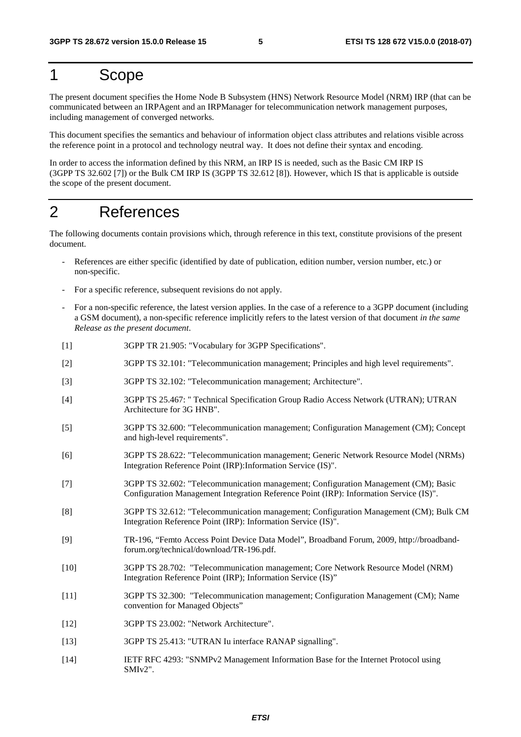# 1 Scope

The present document specifies the Home Node B Subsystem (HNS) Network Resource Model (NRM) IRP (that can be communicated between an IRPAgent and an IRPManager for telecommunication network management purposes, including management of converged networks.

This document specifies the semantics and behaviour of information object class attributes and relations visible across the reference point in a protocol and technology neutral way. It does not define their syntax and encoding.

In order to access the information defined by this NRM, an IRP IS is needed, such as the Basic CM IRP IS (3GPP TS 32.602 [7]) or the Bulk CM IRP IS (3GPP TS 32.612 [8]). However, which IS that is applicable is outside the scope of the present document.

# 2 References

The following documents contain provisions which, through reference in this text, constitute provisions of the present document.

- References are either specific (identified by date of publication, edition number, version number, etc.) or non-specific.
- For a specific reference, subsequent revisions do not apply.
- For a non-specific reference, the latest version applies. In the case of a reference to a 3GPP document (including a GSM document), a non-specific reference implicitly refers to the latest version of that document *in the same Release as the present document*.

[1] 3GPP TR 21.905: "Vocabulary for 3GPP Specifications".

[2] 3GPP TS 32.101: "Telecommunication management; Principles and high level requirements".

[3] 3GPP TS 32.102: "Telecommunication management; Architecture".

[4] 3GPP TS 25.467: " Technical Specification Group Radio Access Network (UTRAN); UTRAN Architecture for 3G HNB".

[5] 3GPP TS 32.600: "Telecommunication management; Configuration Management (CM); Concept and high-level requirements".

[6] 3GPP TS 28.622: "Telecommunication management; Generic Network Resource Model (NRMs) Integration Reference Point (IRP):Information Service (IS)".

[7] 3GPP TS 32.602: "Telecommunication management; Configuration Management (CM); Basic Configuration Management Integration Reference Point (IRP): Information Service (IS)".

[8] 3GPP TS 32.612: "Telecommunication management; Configuration Management (CM); Bulk CM Integration Reference Point (IRP): Information Service (IS)".

[9] TR-196, "Femto Access Point Device Data Model", Broadband Forum, 2009, http://broadband-forum.org/technical/download/TR-196.pdf.

[10] 3GPP TS 28.702: "Telecommunication management; Core Network Resource Model (NRM) Integration Reference Point (IRP); Information Service (IS)"

[11] 3GPP TS 32.300: "Telecommunication management; Configuration Management (CM); Name convention for Managed Objects"

[12] 3GPP TS 23.002: "Network Architecture".

[13] 3GPP TS 25.413: "UTRAN Iu interface RANAP signalling".

[14] IETF RFC 4293: "SNMPv2 Management Information Base for the Internet Protocol using SMIv2".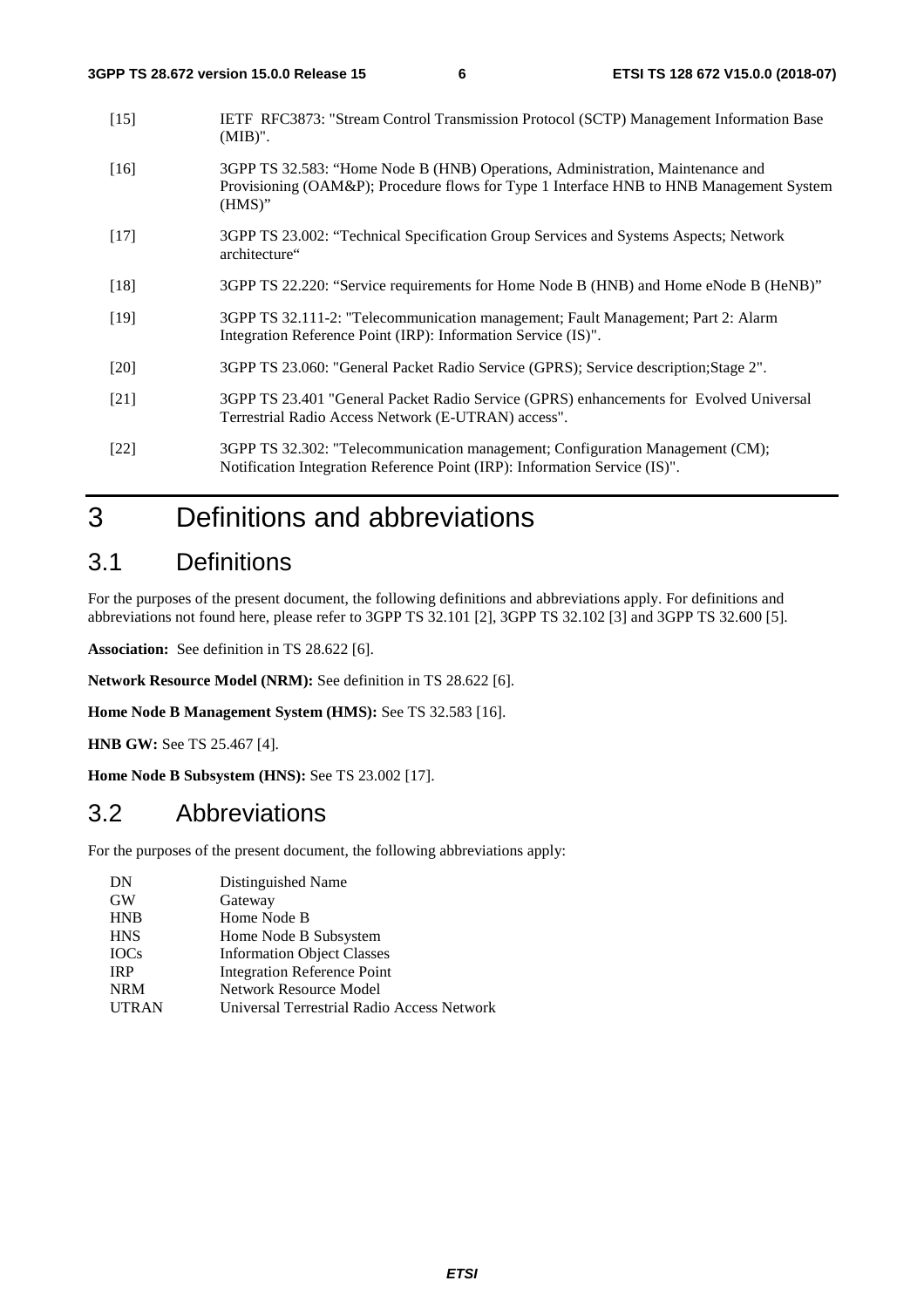[15] IETF RFC3873: "Stream Control Transmission Protocol (SCTP) Management Information Base (MIB)".

[16] 3GPP TS 32.583: “Home Node B (HNB) Operations, Administration, Maintenance and Provisioning (OAM&P); Procedure flows for Type 1 Interface HNB to HNB Management System (HMS)”

[17] 3GPP TS 23.002: “Technical Specification Group Services and Systems Aspects; Network architecture“

[18] 3GPP TS 22.220: “Service requirements for Home Node B (HNB) and Home eNode B (HeNB)”

[19] 3GPP TS 32.111-2: "Telecommunication management; Fault Management; Part 2: Alarm Integration Reference Point (IRP): Information Service (IS)".

[20] 3GPP TS 23.060: "General Packet Radio Service (GPRS); Service description;Stage 2".

[21] 3GPP TS 23.401 "General Packet Radio Service (GPRS) enhancements for Evolved Universal Terrestrial Radio Access Network (E-UTRAN) access".

[22] 3GPP TS 32.302: "Telecommunication management; Configuration Management (CM); Notification Integration Reference Point (IRP): Information Service (IS)".

# 3 Definitions and abbreviations

## 3.1 Definitions

For the purposes of the present document, the following definitions and abbreviations apply. For definitions and abbreviations not found here, please refer to 3GPP TS 32.101 [2], 3GPP TS 32.102 [3] and 3GPP TS 32.600 [5].

**Association:** See definition in TS 28.622 [6].

**Network Resource Model (NRM):** See definition in TS 28.622 [6].

**Home Node B Management System (HMS):** See TS 32.583 [16].

**HNB GW:** See TS 25.467 [4].

**Home Node B Subsystem (HNS):** See TS 23.002 [17].

## 3.2 Abbreviations

For the purposes of the present document, the following abbreviations apply:

DN Distinguished Name
GW Gateway
HNB Home Node B
HNS Home Node B Subsystem
IOCs Information Object Classes
IRP Integration Reference Point
NRM Network Resource Model
UTRAN Universal Terrestrial Radio Access Network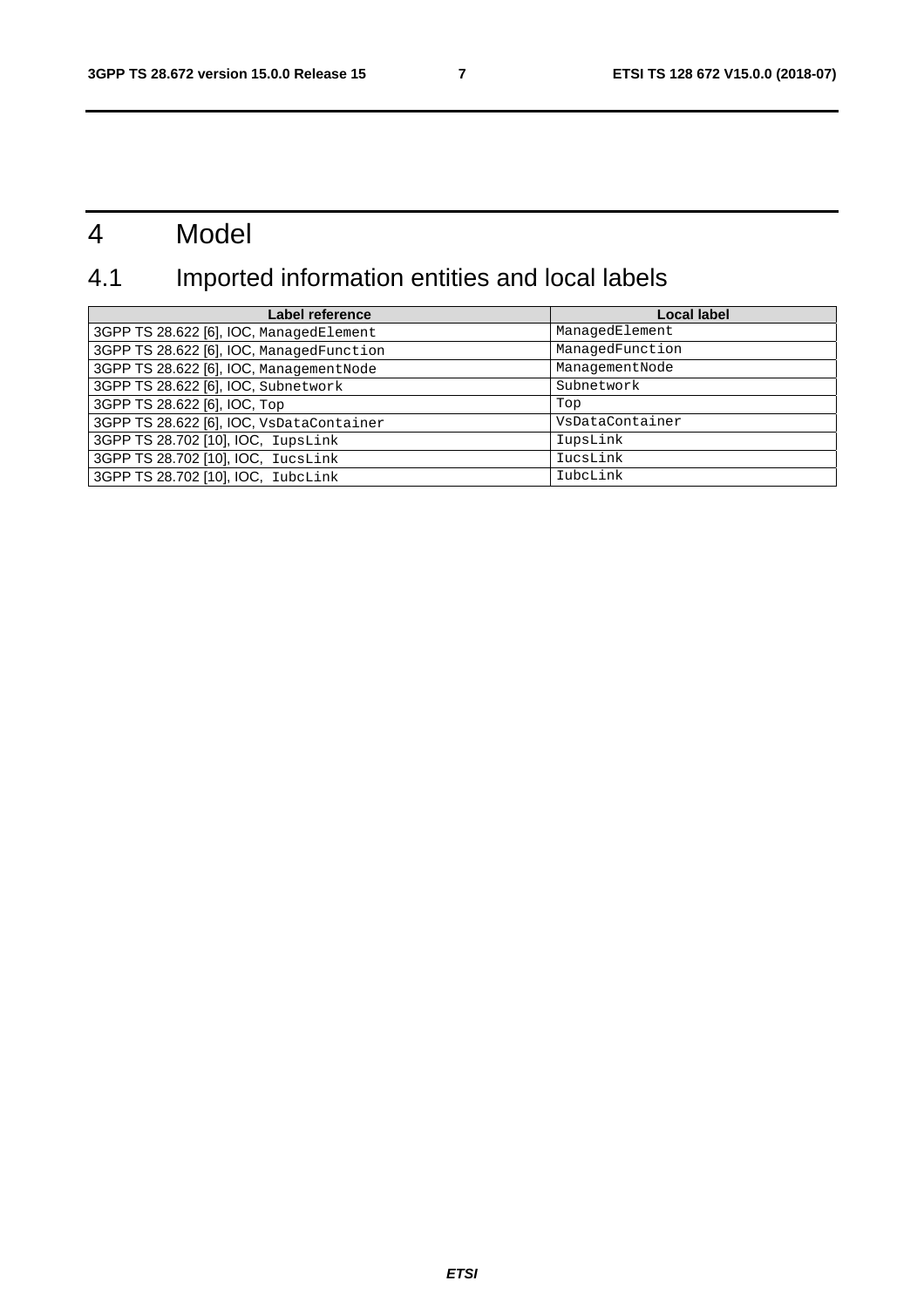# 4 Model

## 4.1 Imported information entities and local labels

| Label reference | Local label |
|---|---|
| 3GPP TS 28.622 [6], IOC, ManagedElement | ManagedElement |
| 3GPP TS 28.622 [6], IOC, ManagedFunction | ManagedFunction |
| 3GPP TS 28.622 [6], IOC, ManagementNode | ManagementNode |
| 3GPP TS 28.622 [6], IOC, Subnetwork | Subnetwork |
| 3GPP TS 28.622 [6], IOC, Top | Top |
| 3GPP TS 28.622 [6], IOC, VsDataContainer | VsDataContainer |
| 3GPP TS 28.702 [10], IOC, IupsLink | IupsLink |
| 3GPP TS 28.702 [10], IOC, IucsLink | IucsLink |
| 3GPP TS 28.702 [10], IOC, IubcLink | IubcLink |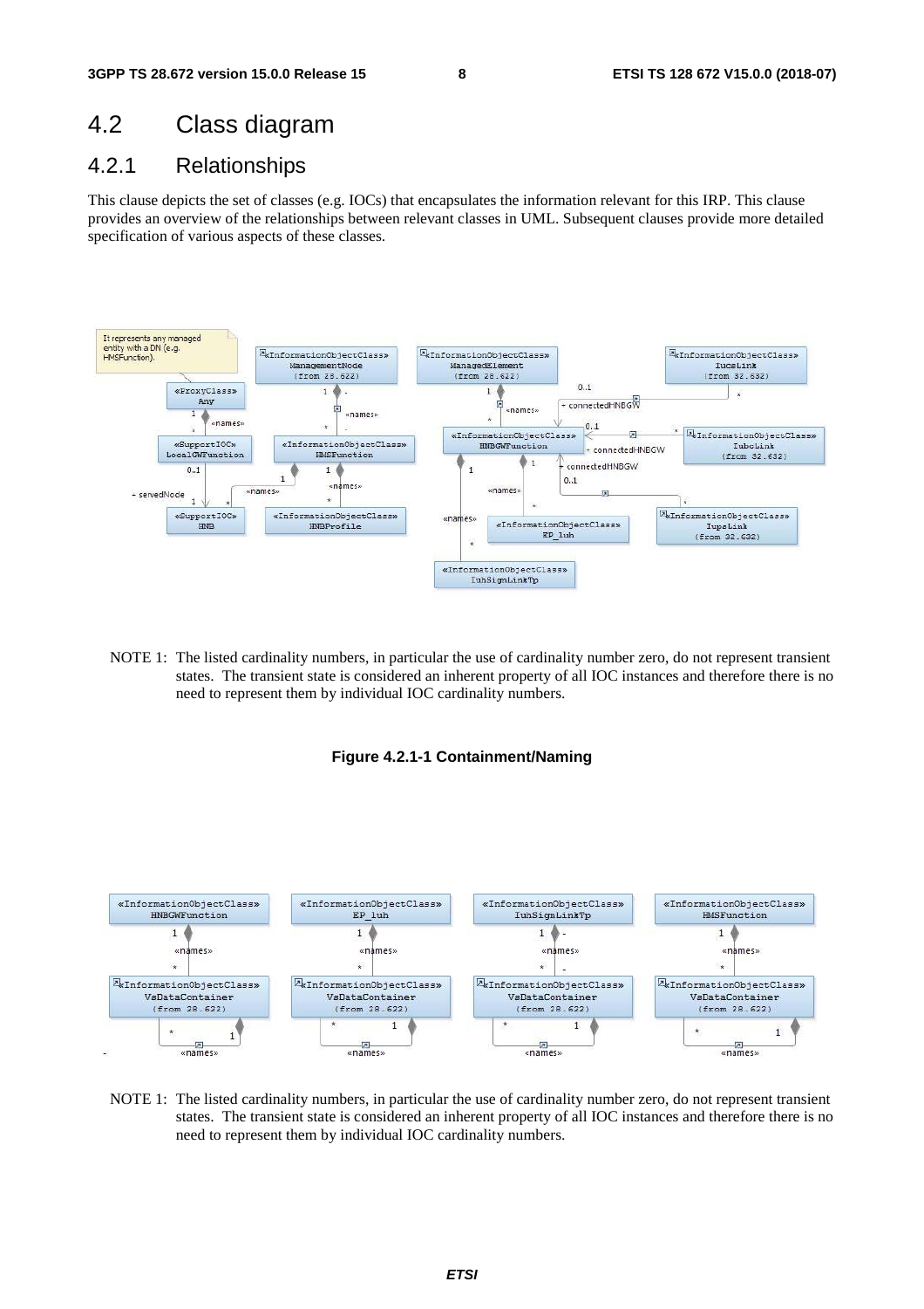## 4.2 Class diagram

### 4.2.1 Relationships

This clause depicts the set of classes (e.g. IOCs) that encapsulates the information relevant for this IRP. This clause provides an overview of the relationships between relevant classes in UML. Subsequent clauses provide more detailed specification of various aspects of these classes.

NOTE 1: The listed cardinality numbers, in particular the use of cardinality number zero, do not represent transient states. The transient state is considered an inherent property of all IOC instances and therefore there is no need to represent them by individual IOC cardinality numbers.

**Figure 4.2.1-1 Containment/Naming**

NOTE 1: The listed cardinality numbers, in particular the use of cardinality number zero, do not represent transient states. The transient state is considered an inherent property of all IOC instances and therefore there is no need to represent them by individual IOC cardinality numbers.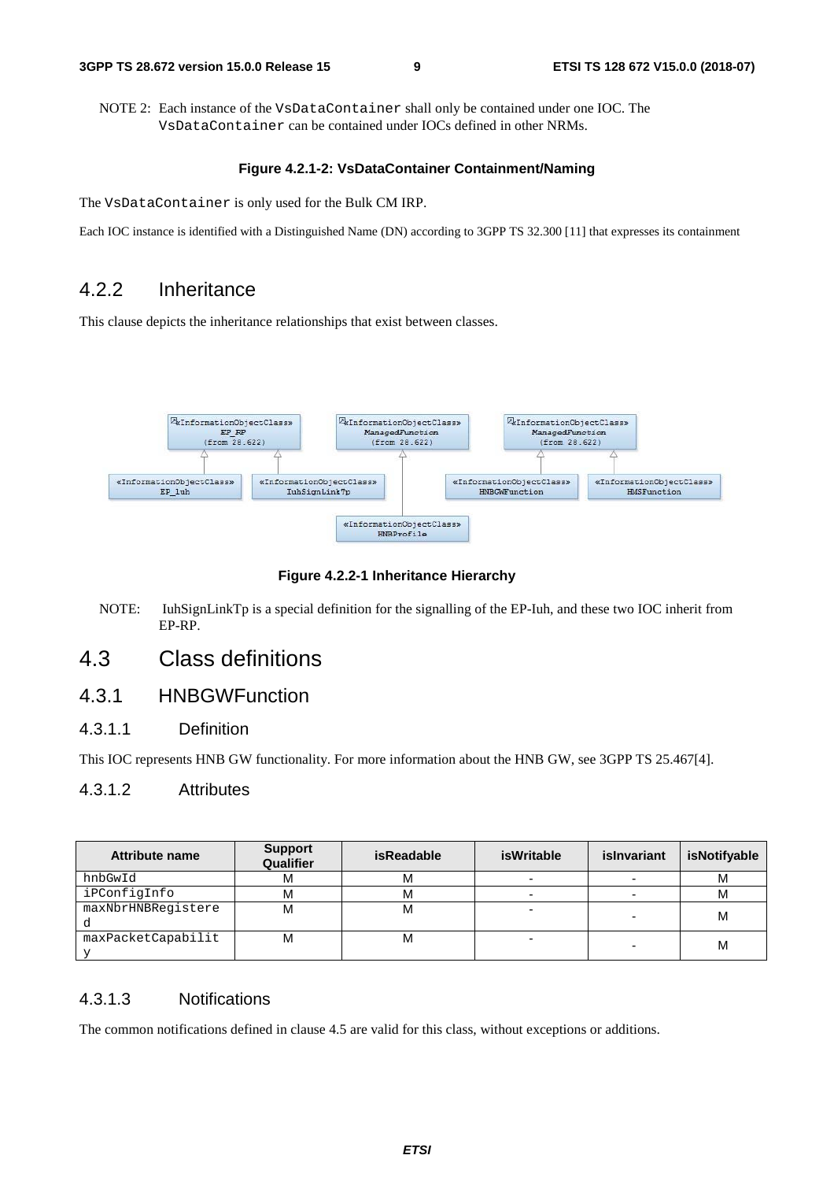NOTE 2: Each instance of the VsDataContainer shall only be contained under one IOC. The VsDataContainer can be contained under IOCs defined in other NRMs.

**Figure 4.2.1-2: VsDataContainer Containment/Naming**

The VsDataContainer is only used for the Bulk CM IRP.

Each IOC instance is identified with a Distinguished Name (DN) according to 3GPP TS 32.300 [11] that expresses its containment

## 4.2.2 Inheritance

This clause depicts the inheritance relationships that exist between classes.

**Figure 4.2.2-1 Inheritance Hierarchy**

NOTE: IuhSignLinkTp is a special definition for the signalling of the EP-Iuh, and these two IOC inherit from EP-RP.

# 4.3 Class definitions

## 4.3.1 HNBGWFunction

### 4.3.1.1 Definition

This IOC represents HNB GW functionality. For more information about the HNB GW, see 3GPP TS 25.467[4].

### 4.3.1.2 Attributes

| Attribute name | Support Qualifier | isReadable | isWritable | isInvariant | isNotifyable |
|---|---|---|---|---|---|
| hnbGwId | M | M | - | - | M |
| iPConfigInfo | M | M | - | - | M |
| maxNbrHNBRegistered | M | M | - | - | M |
| maxPacketCapability | M | M | - | - | M |

### 4.3.1.3 Notifications

The common notifications defined in clause 4.5 are valid for this class, without exceptions or additions.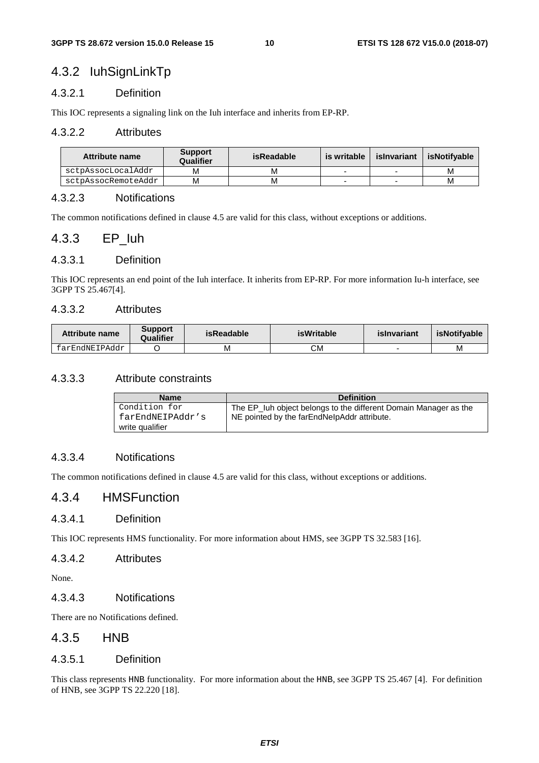## 4.3.2 IuhSignLinkTp

### 4.3.2.1 Definition

This IOC represents a signaling link on the Iuh interface and inherits from EP-RP.

### 4.3.2.2 Attributes

| Attribute name | Support Qualifier | isReadable | is writable | isInvariant | isNotifyable |
|---|---|---|---|---|---|
| sctpAssocLocalAddr | M | M | - | - | M |
| sctpAssocRemoteAddr | M | M | - | - | M |

### 4.3.2.3 Notifications

The common notifications defined in clause 4.5 are valid for this class, without exceptions or additions.

## 4.3.3 EP_Iuh

### 4.3.3.1 Definition

This IOC represents an end point of the Iuh interface. It inherits from EP-RP. For more information Iu-h interface, see 3GPP TS 25.467[4].

### 4.3.3.2 Attributes

| Attribute name | Support Qualifier | isReadable | isWritable | isInvariant | isNotifyable |
|---|---|---|---|---|---|
| farEndNEIPAddr | O | M | CM | - | M |

### 4.3.3.3 Attribute constraints

| Name | Definition |
|---|---|
| Condition for farEndNEIPAddr's write qualifier | The EP_Iuh object belongs to the different Domain Manager as the NE pointed by the farEndNeIpAddr attribute. |

### 4.3.3.4 Notifications

The common notifications defined in clause 4.5 are valid for this class, without exceptions or additions.

## 4.3.4 HMSFunction

### 4.3.4.1 Definition

This IOC represents HMS functionality. For more information about HMS, see 3GPP TS 32.583 [16].

### 4.3.4.2 Attributes

None.

### 4.3.4.3 Notifications

There are no Notifications defined.

## 4.3.5 HNB

### 4.3.5.1 Definition

This class represents HNB functionality. For more information about the HNB, see 3GPP TS 25.467 [4]. For definition of HNB, see 3GPP TS 22.220 [18].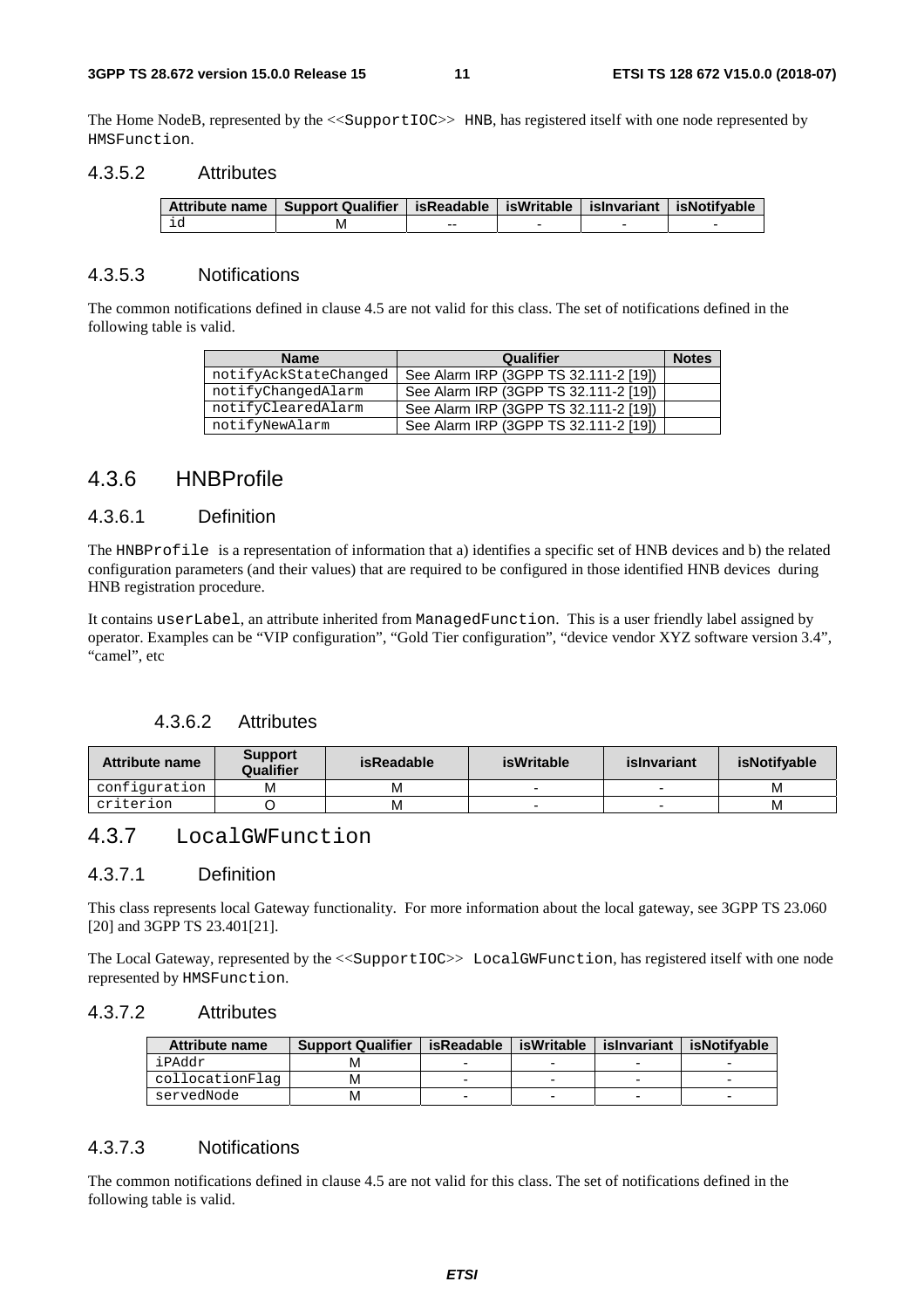The Home NodeB, represented by the <<SupportIOC>> HNB, has registered itself with one node represented by HMSFunction.

### 4.3.5.2 Attributes

| Attribute name | Support Qualifier | isReadable | isWritable | isInvariant | isNotifyable |
|---|---|---|---|---|---|
| id | M | -- | - | - | - |

### 4.3.5.3 Notifications

The common notifications defined in clause 4.5 are not valid for this class. The set of notifications defined in the following table is valid.

| Name | Qualifier | Notes |
|---|---|---|
| notifyAckStateChanged | See Alarm IRP (3GPP TS 32.111-2 [19]) | |
| notifyChangedAlarm | See Alarm IRP (3GPP TS 32.111-2 [19]) | |
| notifyClearedAlarm | See Alarm IRP (3GPP TS 32.111-2 [19]) | |
| notifyNewAlarm | See Alarm IRP (3GPP TS 32.111-2 [19]) | |

## 4.3.6 HNBProfile

### 4.3.6.1 Definition

The HNBProfile is a representation of information that a) identifies a specific set of HNB devices and b) the related configuration parameters (and their values) that are required to be configured in those identified HNB devices during HNB registration procedure.

It contains userLabel, an attribute inherited from ManagedFunction. This is a user friendly label assigned by operator. Examples can be "VIP configuration", "Gold Tier configuration", "device vendor XYZ software version 3.4", "camel", etc

### 4.3.6.2 Attributes

| Attribute name | Support Qualifier | isReadable | isWritable | isInvariant | isNotifyable |
|---|---|---|---|---|---|
| configuration | M | M | - | - | M |
| criterion | O | M | - | - | M |

## 4.3.7 LocalGWFunction

### 4.3.7.1 Definition

This class represents local Gateway functionality. For more information about the local gateway, see 3GPP TS 23.060 [20] and 3GPP TS 23.401[21].

The Local Gateway, represented by the <<SupportIOC>> LocalGWFunction, has registered itself with one node represented by HMSFunction.

### 4.3.7.2 Attributes

| Attribute name | Support Qualifier | isReadable | isWritable | isInvariant | isNotifyable |
|---|---|---|---|---|---|
| iPAddr | M | - | - | - | - |
| collocationFlag | M | - | - | - | - |
| servedNode | M | - | - | - | - |

### 4.3.7.3 Notifications

The common notifications defined in clause 4.5 are not valid for this class. The set of notifications defined in the following table is valid.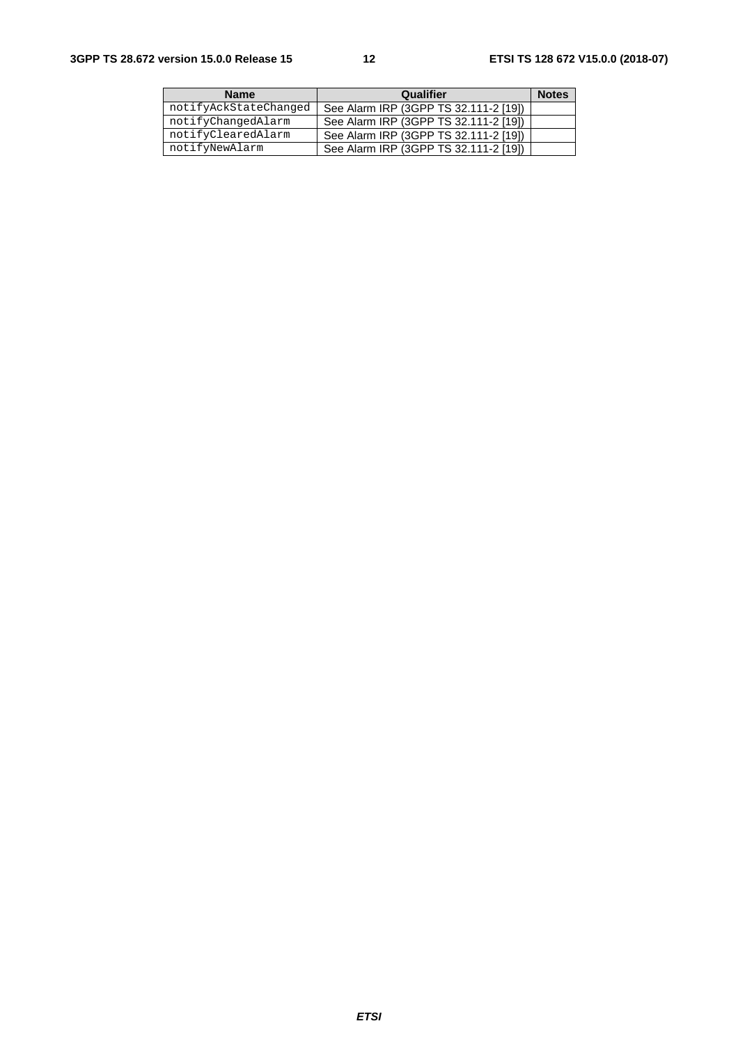| Name | Qualifier | Notes |
| --- | --- | --- |
| notifyAckStateChanged | See Alarm IRP (3GPP TS 32.111-2 [19]) | |
| notifyChangedAlarm | See Alarm IRP (3GPP TS 32.111-2 [19]) | |
| notifyClearedAlarm | See Alarm IRP (3GPP TS 32.111-2 [19]) | |
| notifyNewAlarm | See Alarm IRP (3GPP TS 32.111-2 [19]) | |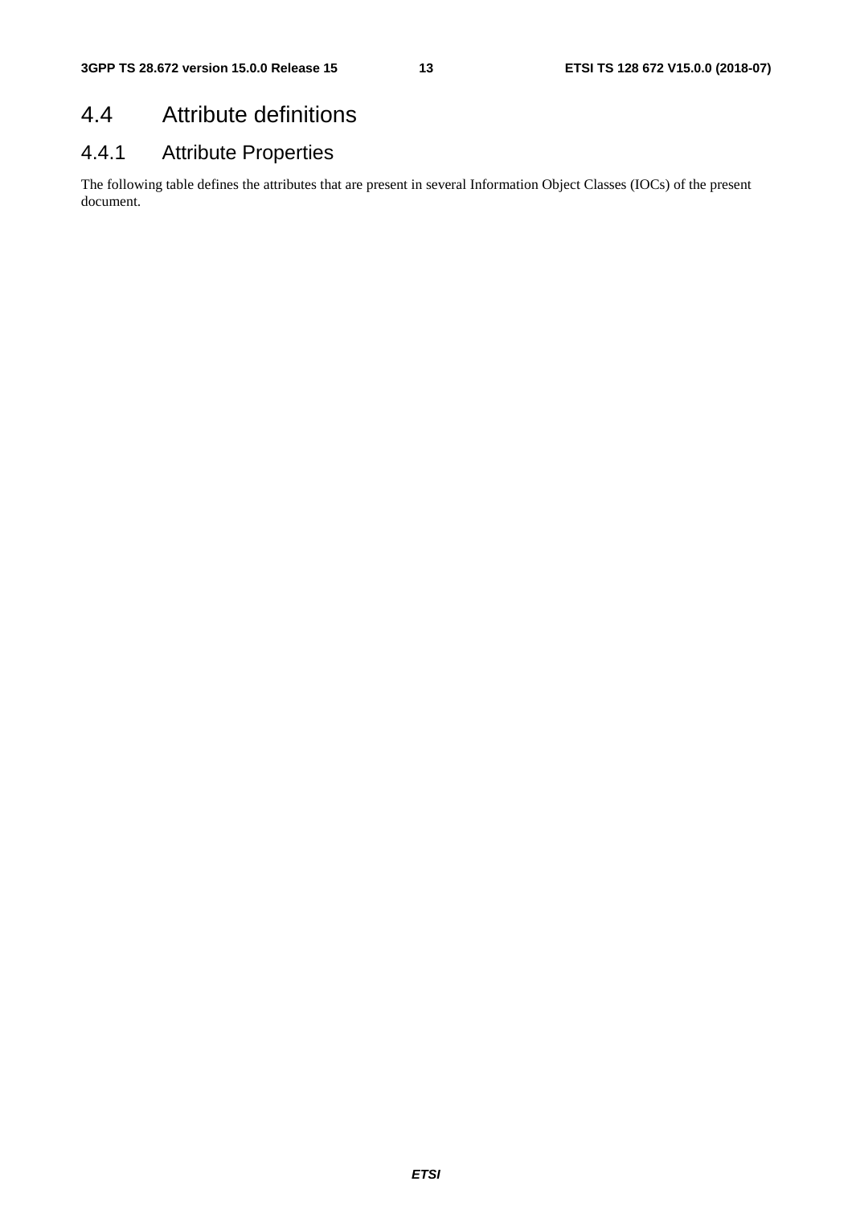## 4.4 Attribute definitions

### 4.4.1 Attribute Properties

The following table defines the attributes that are present in several Information Object Classes (IOCs) of the present document.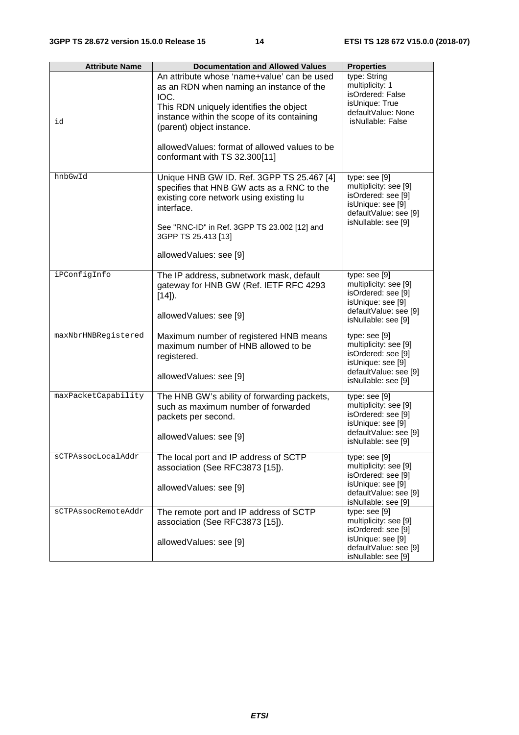| Attribute Name | Documentation and Allowed Values | Properties |
|---|---|---|
| id | An attribute whose 'name+value' can be used as an RDN when naming an instance of the IOC.<br>This RDN uniquely identifies the object instance within the scope of its containing (parent) object instance.<br><br>allowedValues: format of allowed values to be conformant with TS 32.300[11] | type: String<br>multiplicity: 1<br>isOrdered: False<br>isUnique: True<br>defaultValue: None<br>isNullable: False |
| hnbGwId | Unique HNB GW ID. Ref. 3GPP TS 25.467 [4] specifies that HNB GW acts as a RNC to the existing core network using existing Iu interface.<br><br>See "RNC-ID" in Ref. 3GPP TS 23.002 [12] and 3GPP TS 25.413 [13]<br><br>allowedValues: see [9] | type: see [9]<br>multiplicity: see [9]<br>isOrdered: see [9]<br>isUnique: see [9]<br>defaultValue: see [9]<br>isNullable: see [9] |
| iPConfigInfo | The IP address, subnetwork mask, default gateway for HNB GW (Ref. IETF RFC 4293 [14]).<br><br>allowedValues: see [9] | type: see [9]<br>multiplicity: see [9]<br>isOrdered: see [9]<br>isUnique: see [9]<br>defaultValue: see [9]<br>isNullable: see [9] |
| maxNbrHNBRegistered | Maximum number of registered HNB means maximum number of HNB allowed to be registered.<br><br>allowedValues: see [9] | type: see [9]<br>multiplicity: see [9]<br>isOrdered: see [9]<br>isUnique: see [9]<br>defaultValue: see [9]<br>isNullable: see [9] |
| maxPacketCapability | The HNB GW's ability of forwarding packets, such as maximum number of forwarded packets per second.<br><br>allowedValues: see [9] | type: see [9]<br>multiplicity: see [9]<br>isOrdered: see [9]<br>isUnique: see [9]<br>defaultValue: see [9]<br>isNullable: see [9] |
| sCTPAssocLocalAddr | The local port and IP address of SCTP association (See RFC3873 [15]).<br><br>allowedValues: see [9] | type: see [9]<br>multiplicity: see [9]<br>isOrdered: see [9]<br>isUnique: see [9]<br>defaultValue: see [9]<br>isNullable: see [9] |
| sCTPAssocRemoteAddr | The remote port and IP address of SCTP association (See RFC3873 [15]).<br><br>allowedValues: see [9] | type: see [9]<br>multiplicity: see [9]<br>isOrdered: see [9]<br>isUnique: see [9]<br>defaultValue: see [9]<br>isNullable: see [9] |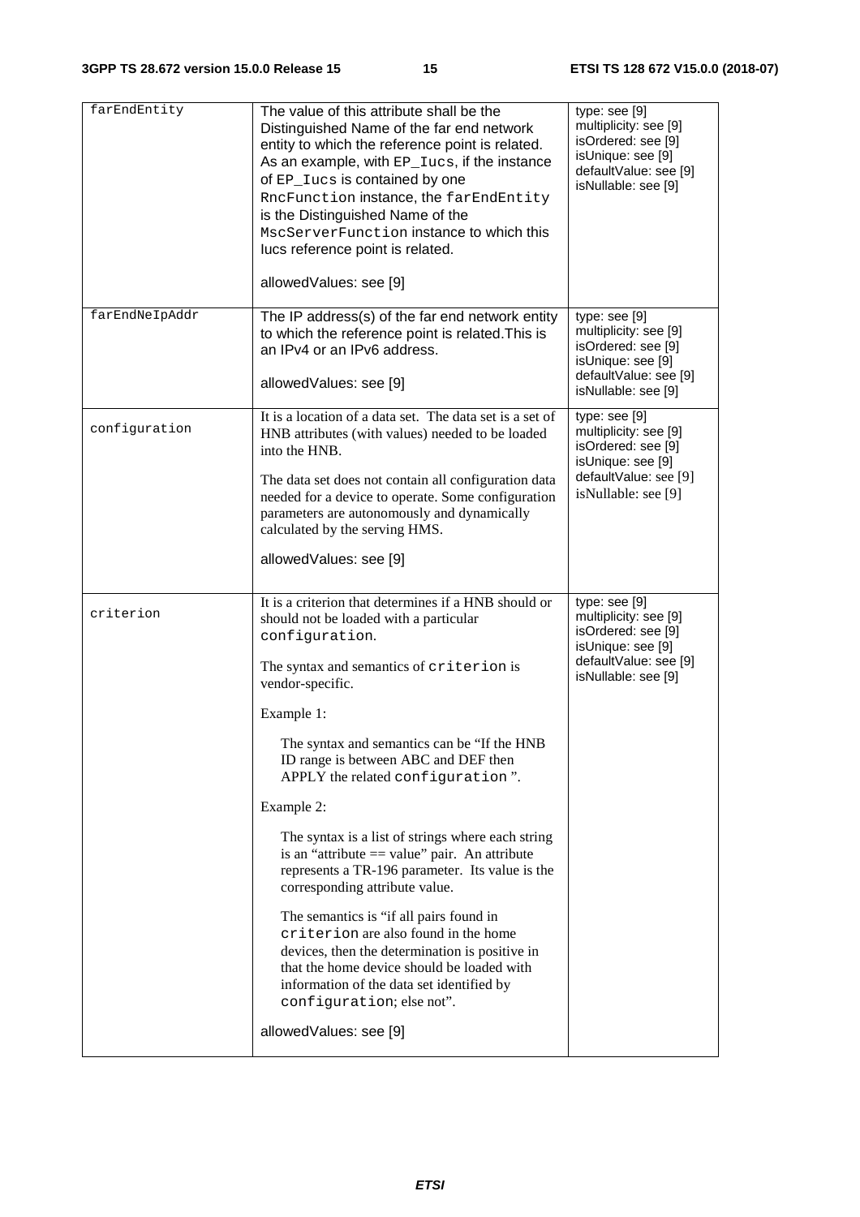| farEndEntity | The value of this attribute shall be the Distinguished Name of the far end network entity to which the reference point is related. As an example, with EP_Iucs, if the instance of EP_Iucs is contained by one RncFunction instance, the farEndEntity is the Distinguished Name of the MscServerFunction instance to which this Iucs reference point is related.<br><br>allowedValues: see [9] | type: see [9]<br>multiplicity: see [9]<br>isOrdered: see [9]<br>isUnique: see [9]<br>defaultValue: see [9]<br>isNullable: see [9] |
|---|---|---|
| farEndNeIpAddr | The IP address(s) of the far end network entity to which the reference point is related.This is an IPv4 or an IPv6 address.<br><br>allowedValues: see [9] | type: see [9]<br>multiplicity: see [9]<br>isOrdered: see [9]<br>isUnique: see [9]<br>defaultValue: see [9]<br>isNullable: see [9] |
| configuration | It is a location of a data set. The data set is a set of HNB attributes (with values) needed to be loaded into the HNB.<br><br>The data set does not contain all configuration data needed for a device to operate. Some configuration parameters are autonomously and dynamically calculated by the serving HMS.<br><br>allowedValues: see [9] | type: see [9]<br>multiplicity: see [9]<br>isOrdered: see [9]<br>isUnique: see [9]<br>defaultValue: see [9]<br>isNullable: see [9] |
| criterion | It is a criterion that determines if a HNB should or should not be loaded with a particular configuration.<br><br>The syntax and semantics of criterion is vendor-specific.<br><br>Example 1:<br><br>The syntax and semantics can be "If the HNB ID range is between ABC and DEF then APPLY the related configuration ".<br><br>Example 2:<br><br>The syntax is a list of strings where each string is an "attribute == value" pair. An attribute represents a TR-196 parameter. Its value is the corresponding attribute value.<br><br>The semantics is "if all pairs found in criterion are also found in the home devices, then the determination is positive in that the home device should be loaded with information of the data set identified by configuration; else not".<br><br>allowedValues: see [9] | type: see [9]<br>multiplicity: see [9]<br>isOrdered: see [9]<br>isUnique: see [9]<br>defaultValue: see [9]<br>isNullable: see [9] |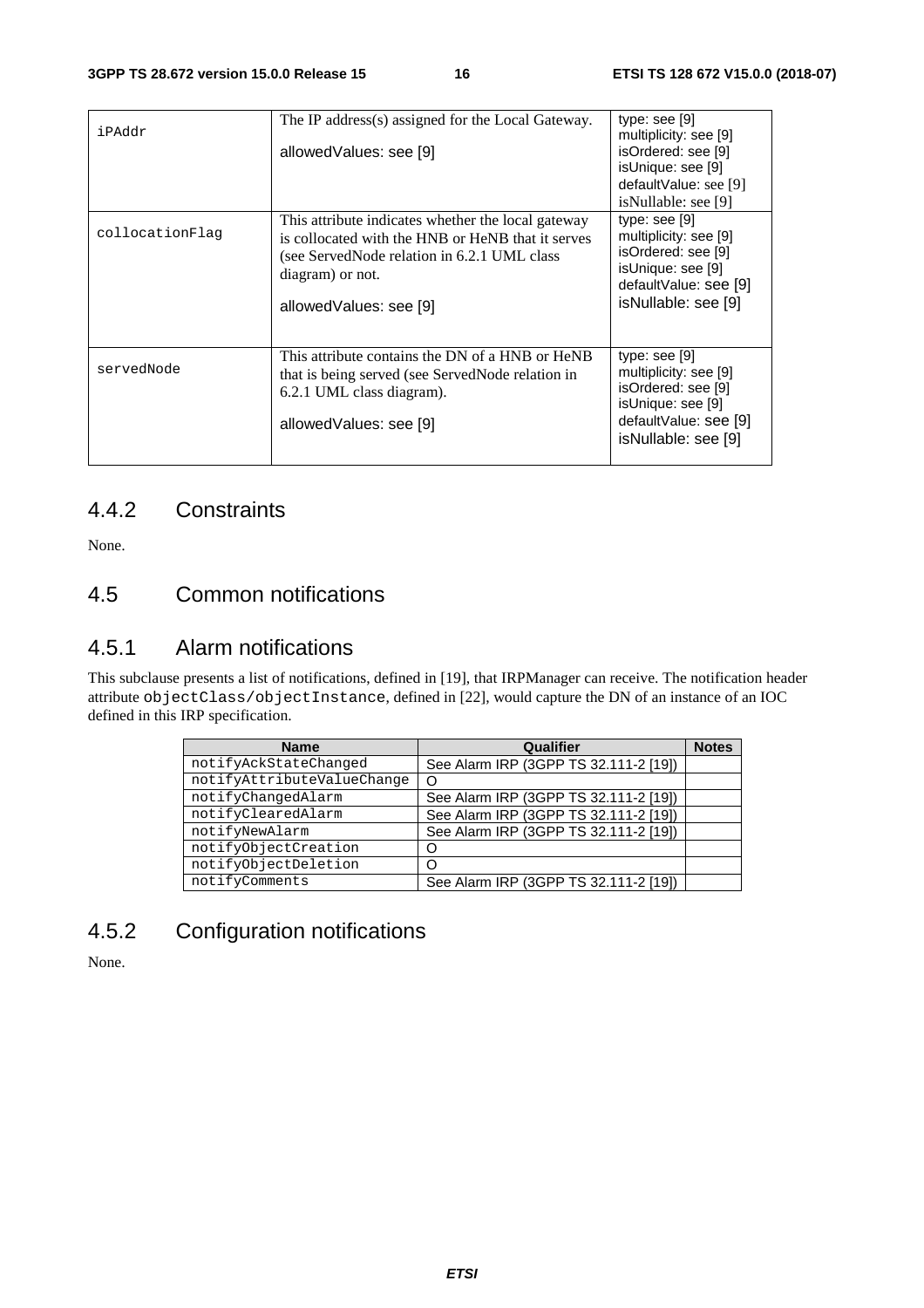| iPAddr | The IP address(s) assigned for the Local Gateway.<br><br>allowedValues: see [9] | type: see [9]<br>multiplicity: see [9]<br>isOrdered: see [9]<br>isUnique: see [9]<br>defaultValue: see [9]<br>isNullable: see [9] |
|---|---|---|
| collocationFlag | This attribute indicates whether the local gateway is collocated with the HNB or HeNB that it serves (see ServedNode relation in 6.2.1 UML class diagram) or not.<br><br>allowedValues: see [9] | type: see [9]<br>multiplicity: see [9]<br>isOrdered: see [9]<br>isUnique: see [9]<br>defaultValue: see [9]<br>isNullable: see [9] |
| servedNode | This attribute contains the DN of a HNB or HeNB that is being served (see ServedNode relation in 6.2.1 UML class diagram).<br><br>allowedValues: see [9] | type: see [9]<br>multiplicity: see [9]<br>isOrdered: see [9]<br>isUnique: see [9]<br>defaultValue: see [9]<br>isNullable: see [9] |

### 4.4.2 Constraints

None.

## 4.5 Common notifications

### 4.5.1 Alarm notifications

This subclause presents a list of notifications, defined in [19], that IRPManager can receive. The notification header attribute `objectClass/objectInstance`, defined in [22], would capture the DN of an instance of an IOC defined in this IRP specification.

| Name | Qualifier | Notes |
|---|---|---|
| notifyAckStateChanged | See Alarm IRP (3GPP TS 32.111-2 [19]) | |
| notifyAttributeValueChange | O | |
| notifyChangedAlarm | See Alarm IRP (3GPP TS 32.111-2 [19]) | |
| notifyClearedAlarm | See Alarm IRP (3GPP TS 32.111-2 [19]) | |
| notifyNewAlarm | See Alarm IRP (3GPP TS 32.111-2 [19]) | |
| notifyObjectCreation | O | |
| notifyObjectDeletion | O | |
| notifyComments | See Alarm IRP (3GPP TS 32.111-2 [19]) | |

### 4.5.2 Configuration notifications

None.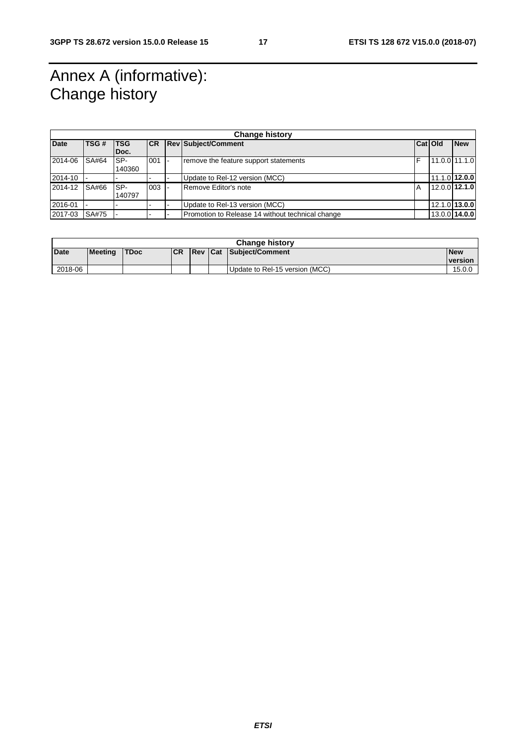# Annex A (informative): Change history

| Change history | | | | | | | | |
|---|---|---|---|---|---|---|---|---|
| **Date** | **TSG #** | **TSG Doc.** | **CR** | **Rev** | **Subject/Comment** | **Cat** | **Old** | **New** |
| 2014-06 | SA#64 | SP-140360 | 001 | - | remove the feature support statements | F | 11.0.0 | 11.1.0 |
| 2014-10 | - | - | - | - | Update to Rel-12 version (MCC) | | 11.1.0 | **12.0.0** |
| 2014-12 | SA#66 | SP-140797 | 003 | - | Remove Editor's note | A | 12.0.0 | **12.1.0** |
| 2016-01 | - | - | - | - | Update to Rel-13 version (MCC) | | 12.1.0 | **13.0.0** |
| 2017-03 | SA#75 | - | - | - | Promotion to Release 14 without technical change | | 13.0.0 | **14.0.0** |

| Change history | | | | | | | |
|---|---|---|---|---|---|---|---|
| **Date** | **Meeting** | **TDoc** | **CR** | **Rev** | **Cat** | **Subject/Comment** | **New version** |
| 2018-06 | | | | | | Update to Rel-15 version (MCC) | 15.0.0 |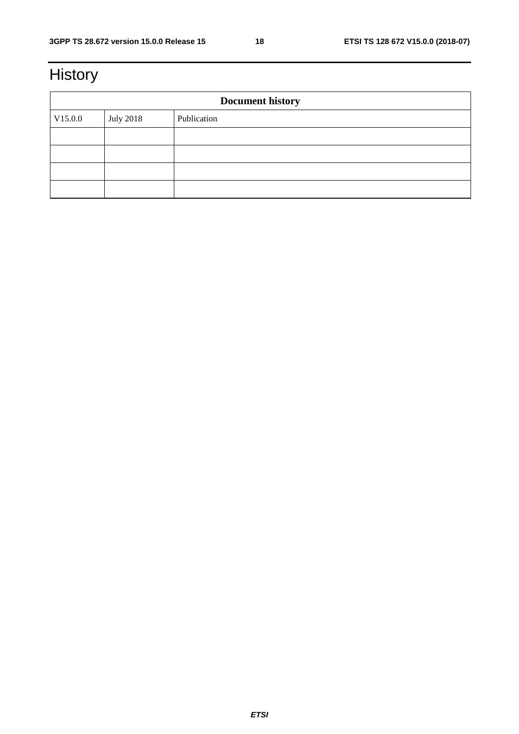# History

| Document history | | |
|---|---|---|
| V15.0.0 | July 2018 | Publication |
| | | |
| | | |
| | | |
| | | |